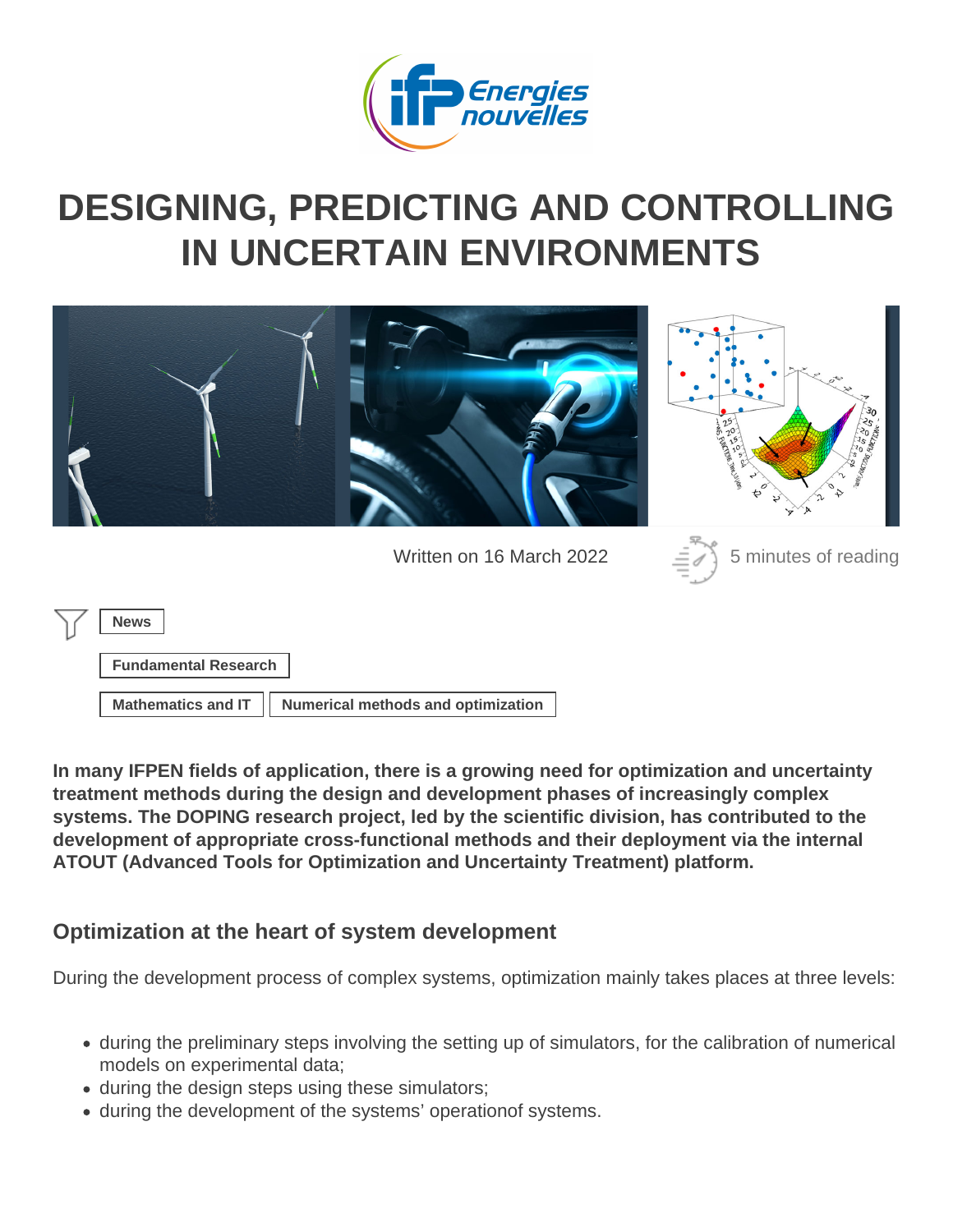# DESIGNING, PREDICTING AND CONTROLLING IN UNCERTAIN ENVIRONMENTS

Written on 16 March 2022

5 minutes of reading

News

Fundamental Research

Mathematics and IT | Numerical methods and optimization

**In many IFPEN fields of application, there is a growing need for optimization and uncertainty treatment methods during the design and development phases of increasingly complex systems. The DOPING research project, led by the scientific division, has contributed to the development of appropriate cross-functional methods and their deployment via the internal ATOUT (Advanced Tools for Optimization and Uncertainty Treatment) platform.**

## Optimization at the heart of system development

During the development process of complex systems, optimization mainly takes places at three levels:

- during the preliminary steps involving the setting up of simulators, for the calibration of numerical models on experimental data;
- during the design steps using these simulators;
- during the development of the systems' operationof systems.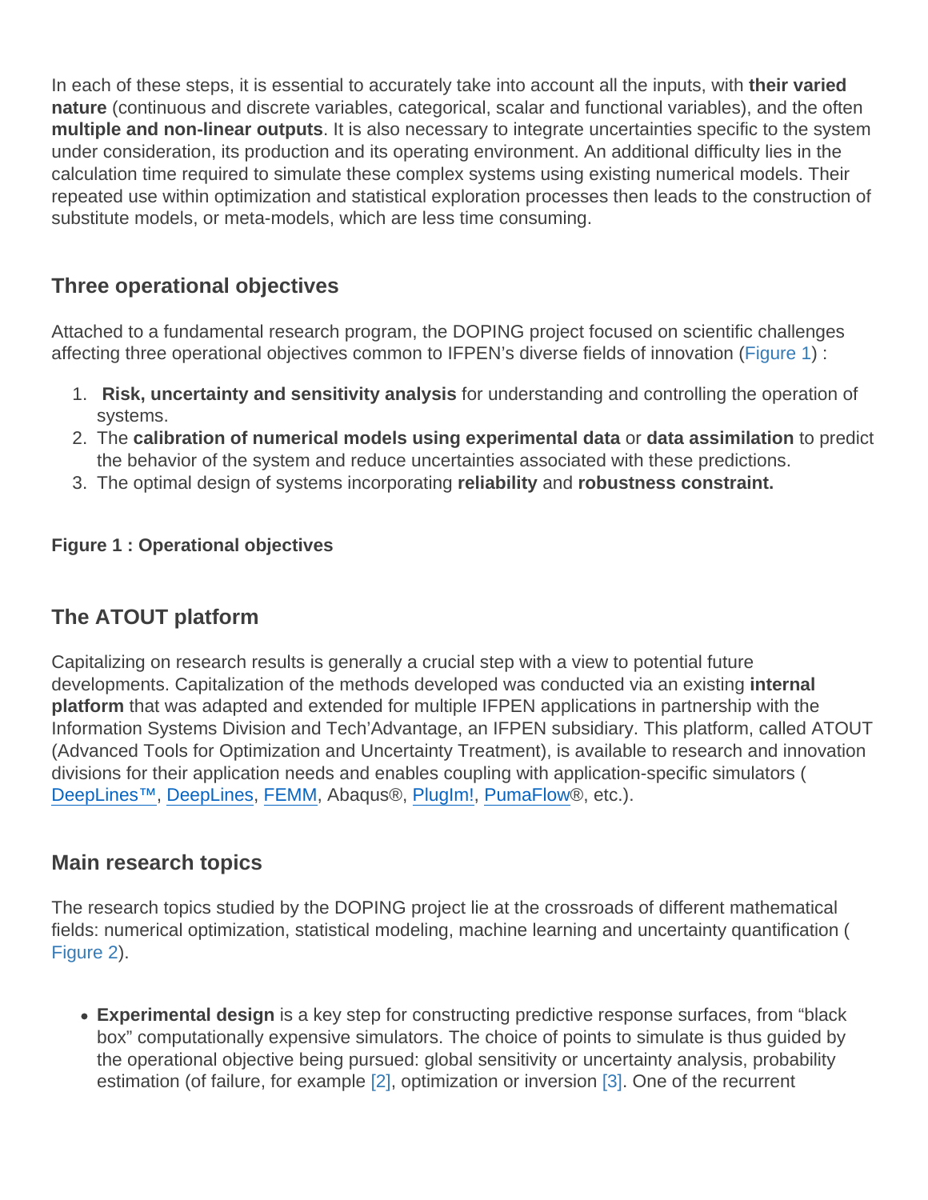In each of these steps, it is essential to accurately take into account all the inputs, with **their varied nature** (continuous and discrete variables, categorical, scalar and functional variables), and the often **multiple and non-linear outputs**. It is also necessary to integrate uncertainties specific to the system under consideration, its production and its operating environment. An additional difficulty lies in the calculation time required to simulate these complex systems using existing numerical models. Their repeated use within optimization and statistical exploration processes then leads to the construction of substitute models, or meta-models, which are less time consuming.

## Three operational objectives

Attached to a fundamental research program, the DOPING project focused on scientific challenges affecting three operational objectives common to IFPEN's diverse fields of innovation (Figure 1) :

1. **Risk, uncertainty and sensitivity analysis** for understanding and controlling the operation of systems.
2. The **calibration of numerical models using experimental data** or **data assimilation** to predict the behavior of the system and reduce uncertainties associated with these predictions.
3. The optimal design of systems incorporating **reliability** and **robustness constraint.**

**Figure 1 : Operational objectives**

## The ATOUT platform

Capitalizing on research results is generally a crucial step with a view to potential future developments. Capitalization of the methods developed was conducted via an existing **internal platform** that was adapted and extended for multiple IFPEN applications in partnership with the Information Systems Division and Tech'Advantage, an IFPEN subsidiary. This platform, called ATOUT (Advanced Tools for Optimization and Uncertainty Treatment), is available to research and innovation divisions for their application needs and enables coupling with application-specific simulators ( DeepLines™, DeepLines, FEMM, Abaqus®, PlugIm!, PumaFlow®, etc.).

## Main research topics

The research topics studied by the DOPING project lie at the crossroads of different mathematical fields: numerical optimization, statistical modeling, machine learning and uncertainty quantification ( Figure 2).

- **Experimental design** is a key step for constructing predictive response surfaces, from "black box" computationally expensive simulators. The choice of points to simulate is thus guided by the operational objective being pursued: global sensitivity or uncertainty analysis, probability estimation (of failure, for example [2], optimization or inversion [3]. One of the recurrent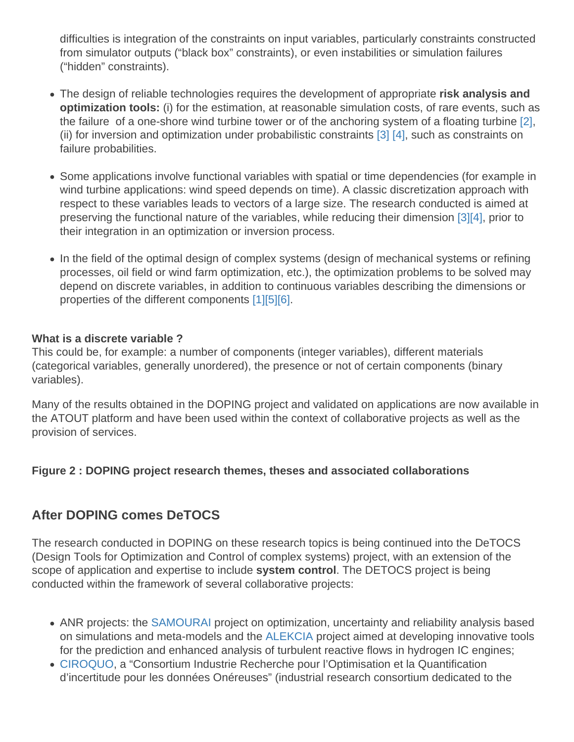difficulties is integration of the constraints on input variables, particularly constraints constructed from simulator outputs ("black box" constraints), or even instabilities or simulation failures ("hidden" constraints).

- The design of reliable technologies requires the development of appropriate **risk analysis and optimization tools:** (i) for the estimation, at reasonable simulation costs, of rare events, such as the failure  of a one-shore wind turbine tower or of the anchoring system of a floating turbine [2], (ii) for inversion and optimization under probabilistic constraints [3] [4], such as constraints on failure probabilities.

- Some applications involve functional variables with spatial or time dependencies (for example in wind turbine applications: wind speed depends on time). A classic discretization approach with respect to these variables leads to vectors of a large size. The research conducted is aimed at preserving the functional nature of the variables, while reducing their dimension [3][4], prior to their integration in an optimization or inversion process.

- In the field of the optimal design of complex systems (design of mechanical systems or refining processes, oil field or wind farm optimization, etc.), the optimization problems to be solved may depend on discrete variables, in addition to continuous variables describing the dimensions or properties of the different components [1][5][6].

**What is a discrete variable ?**
This could be, for example: a number of components (integer variables), different materials (categorical variables, generally unordered), the presence or not of certain components (binary variables).

Many of the results obtained in the DOPING project and validated on applications are now available in the ATOUT platform and have been used within the context of collaborative projects as well as the provision of services.

**Figure 2 : DOPING project research themes, theses and associated collaborations**

## After DOPING comes DeTOCS

The research conducted in DOPING on these research topics is being continued into the DeTOCS (Design Tools for Optimization and Control of complex systems) project, with an extension of the scope of application and expertise to include **system control**. The DETOCS project is being conducted within the framework of several collaborative projects:

- ANR projects: the SAMOURAI project on optimization, uncertainty and reliability analysis based on simulations and meta-models and the ALEKCIA project aimed at developing innovative tools for the prediction and enhanced analysis of turbulent reactive flows in hydrogen IC engines;
- CIROQUO, a "Consortium Industrie Recherche pour l'Optimisation et la Quantification d'incertitude pour les données Onéreuses" (industrial research consortium dedicated to the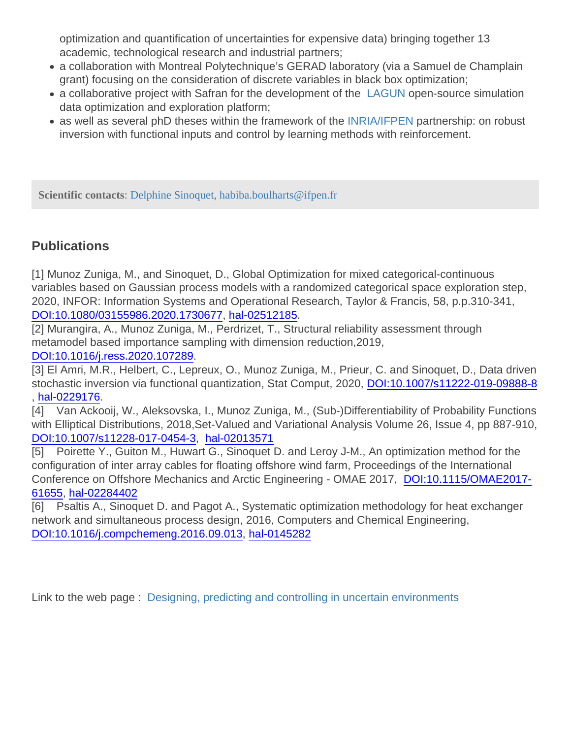optimization and quantification of uncertainties for expensive data) bringing together 13 academic, technological research and industrial partners;

- a collaboration with Montreal Polytechnique's GERAD laboratory (via a Samuel de Champlain grant) focusing on the consideration of discrete variables in black box optimization;
- a collaborative project with Safran for the development of the LAGUN open-source simulation data optimization and exploration platform;
- as well as several phD theses within the framework of the INRIA/IFPEN partnership: on robust inversion with functional inputs and control by learning methods with reinforcement.

**Scientific contacts**: Delphine Sinoquet, habiba.boulharts@ifpen.fr

## Publications

[1] Munoz Zuniga, M., and Sinoquet, D., Global Optimization for mixed categorical-continuous variables based on Gaussian process models with a randomized categorical space exploration step, 2020, INFOR: Information Systems and Operational Research, Taylor & Francis, 58, p.p.310-341, DOI:10.1080/03155986.2020.1730677, hal-02512185.
[2] Murangira, A., Munoz Zuniga, M., Perdrizet, T., Structural reliability assessment through metamodel based importance sampling with dimension reduction,2019, DOI:10.1016/j.ress.2020.107289.
[3] El Amri, M.R., Helbert, C., Lepreux, O., Munoz Zuniga, M., Prieur, C. and Sinoquet, D., Data driven stochastic inversion via functional quantization, Stat Comput, 2020, DOI:10.1007/s11222-019-09888-8 , hal-0229176.
[4] Van Ackooij, W., Aleksovska, I., Munoz Zuniga, M., (Sub-)Differentiability of Probability Functions with Elliptical Distributions, 2018,Set-Valued and Variational Analysis Volume 26, Issue 4, pp 887-910, DOI:10.1007/s11228-017-0454-3, hal-02013571
[5] Poirette Y., Guiton M., Huwart G., Sinoquet D. and Leroy J-M., An optimization method for the configuration of inter array cables for floating offshore wind farm, Proceedings of the International Conference on Offshore Mechanics and Arctic Engineering - OMAE 2017, DOI:10.1115/OMAE2017-61655, hal-02284402
[6] Psaltis A., Sinoquet D. and Pagot A., Systematic optimization methodology for heat exchanger network and simultaneous process design, 2016, Computers and Chemical Engineering, DOI:10.1016/j.compchemeng.2016.09.013, hal-0145282

Link to the web page : Designing, predicting and controlling in uncertain environments